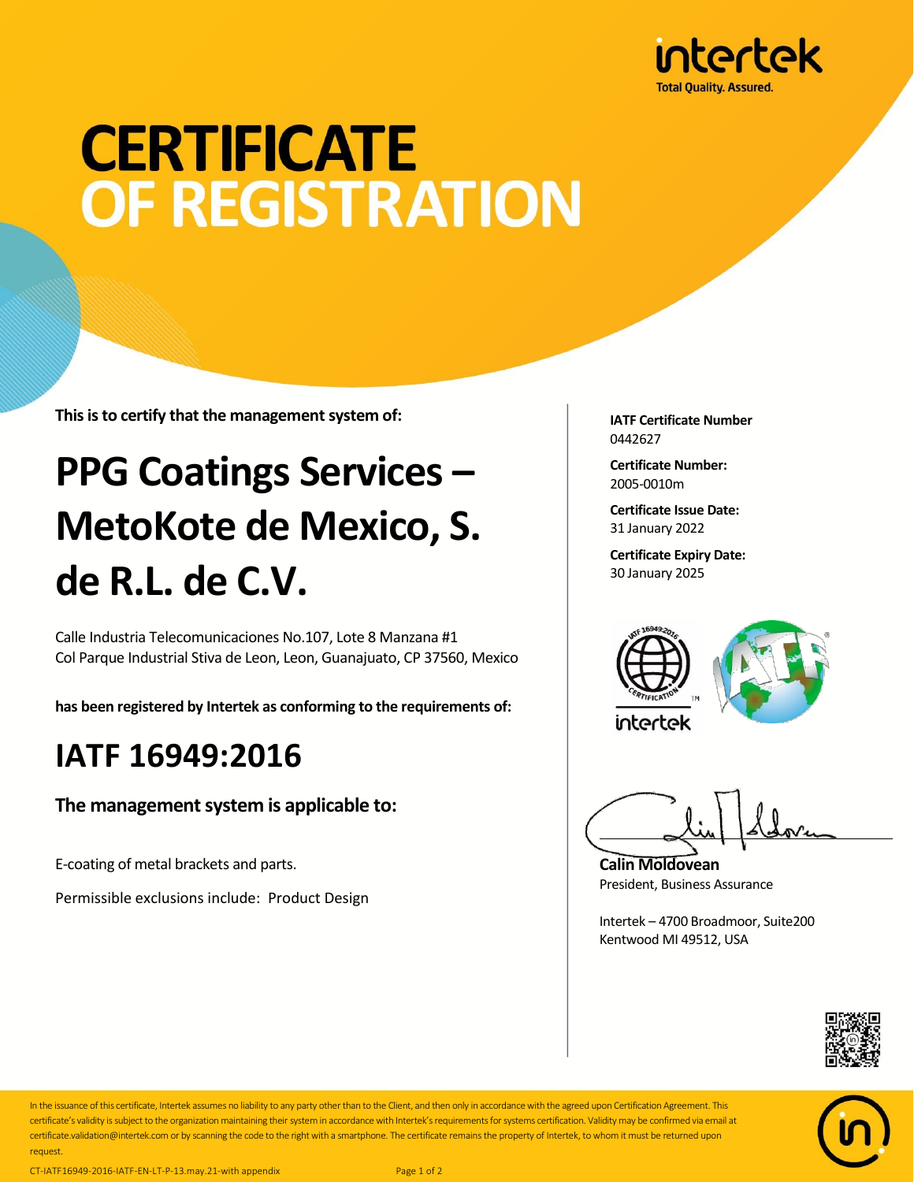intertek
Total Quality. Assured.

# CERTIFICATE OF REGISTRATION

**This is to certify that the management system of:**

# PPG Coatings Services – MetoKote de Mexico, S. de R.L. de C.V.

Calle Industria Telecomunicaciones No.107, Lote 8 Manzana #1
Col Parque Industrial Stiva de Leon, Leon, Guanajuato, CP 37560, Mexico

**has been registered by Intertek as conforming to the requirements of:**

# IATF 16949:2016

**The management system is applicable to:**

E-coating of metal brackets and parts.

Permissible exclusions include: Product Design

**IATF Certificate Number**
0442627

**Certificate Number:**
2005-0010m

**Certificate Issue Date:**
31 January 2022

**Certificate Expiry Date:**
30 January 2025

**Calin Moldovean**
President, Business Assurance

Intertek – 4700 Broadmoor, Suite200
Kentwood MI 49512, USA

In the issuance of this certificate, Intertek assumes no liability to any party other than to the Client, and then only in accordance with the agreed upon Certification Agreement. This certificate's validity is subject to the organization maintaining their system in accordance with Intertek's requirements for systems certification. Validity may be confirmed via email at certificate.validation@intertek.com or by scanning the code to the right with a smartphone. The certificate remains the property of Intertek, to whom it must be returned upon request.

CT-IATF16949-2016-IATF-EN-LT-P-13.may.21-with appendix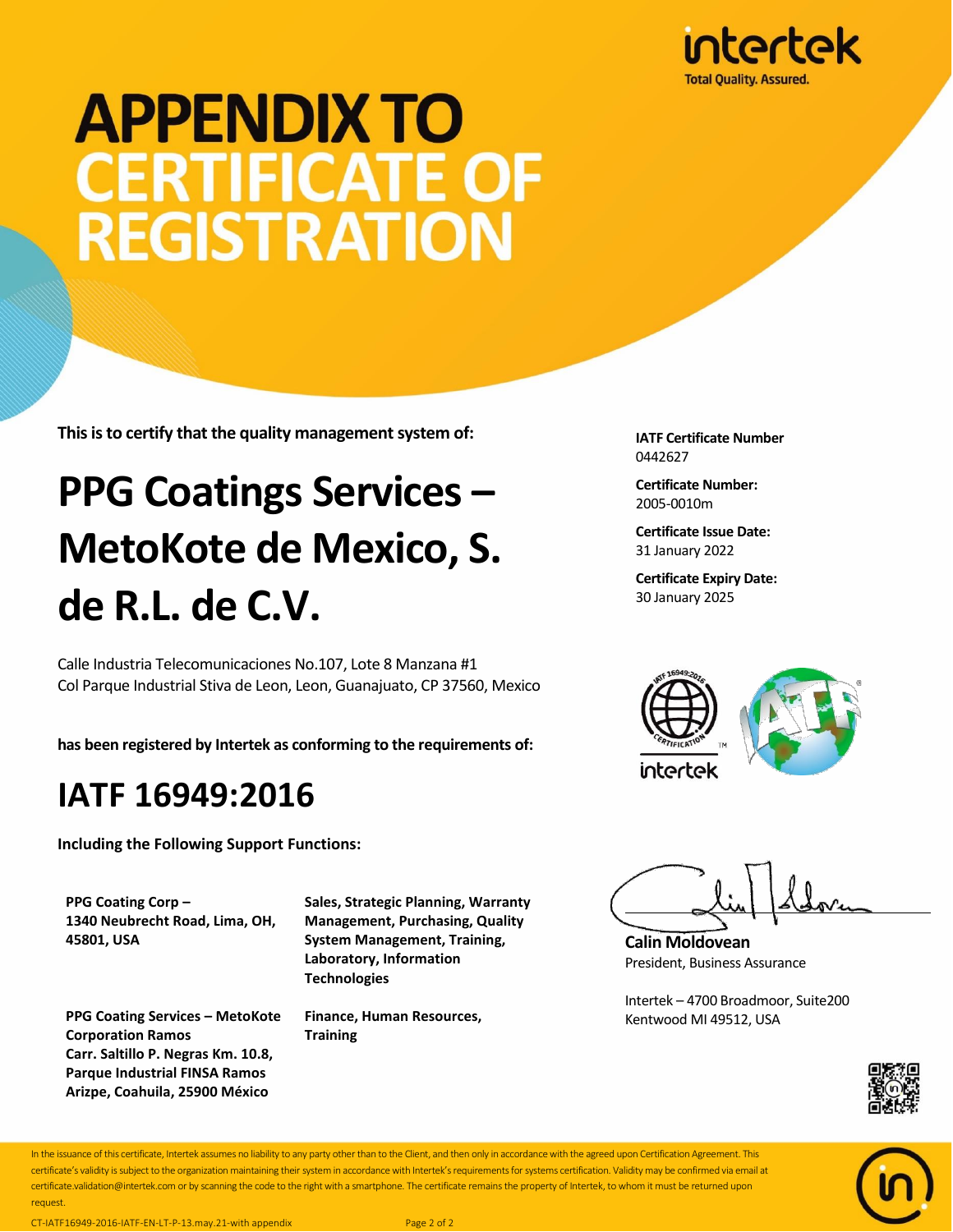intertek

Total Quality. Assured.

# APPENDIX TO CERTIFICATE OF REGISTRATION

**This is to certify that the quality management system of:**

## PPG Coatings Services – MetoKote de Mexico, S. de R.L. de C.V.

Calle Industria Telecomunicaciones No.107, Lote 8 Manzana #1
Col Parque Industrial Stiva de Leon, Leon, Guanajuato, CP 37560, Mexico

**has been registered by Intertek as conforming to the requirements of:**

## IATF 16949:2016

**Including the Following Support Functions:**

| | |
|---|---|
| **PPG Coating Corp – 1340 Neubrecht Road, Lima, OH, 45801, USA** | **Sales, Strategic Planning, Warranty Management, Purchasing, Quality System Management, Training, Laboratory, Information Technologies** |
| **PPG Coating Services – MetoKote Corporation Ramos Carr. Saltillo P. Negras Km. 10.8, Parque Industrial FINSA Ramos Arizpe, Coahuila, 25900 México** | **Finance, Human Resources, Training** |

**IATF Certificate Number**
0442627

**Certificate Number:**
2005-0010m

**Certificate Issue Date:**
31 January 2022

**Certificate Expiry Date:**
30 January 2025

**Calin Moldovean**
President, Business Assurance

Intertek – 4700 Broadmoor, Suite200
Kentwood MI 49512, USA

In the issuance of this certificate, Intertek assumes no liability to any party other than to the Client, and then only in accordance with the agreed upon Certification Agreement. This certificate's validity is subject to the organization maintaining their system in accordance with Intertek's requirements for systems certification. Validity may be confirmed via email at certificate.validation@intertek.com or by scanning the code to the right with a smartphone. The certificate remains the property of Intertek, to whom it must be returned upon request.

CT-IATF16949-2016-IATF-EN-LT-P-13.may.21-with appendix